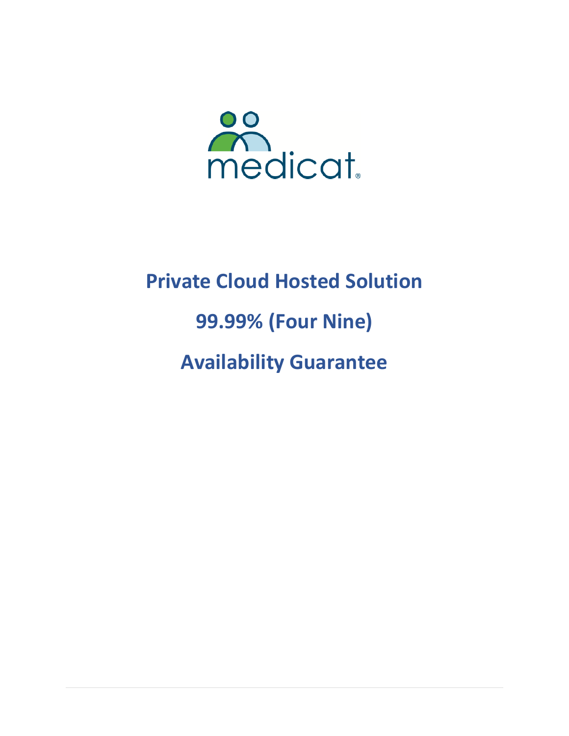medicat®

# Private Cloud Hosted Solution

# 99.99% (Four Nine)

# Availability Guarantee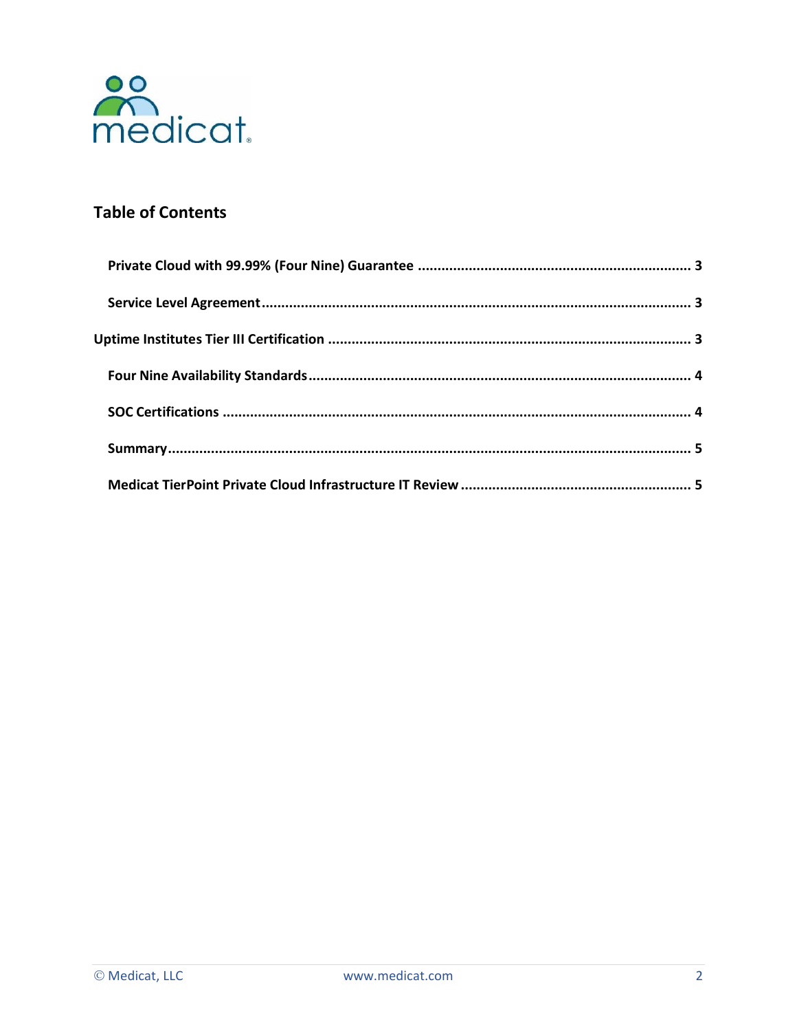## Table of Contents

- Private Cloud with 99.99% (Four Nine) Guarantee ..................... 3
- Service Level Agreement ..................... 3
- Uptime Institutes Tier III Certification ..................... 3
- Four Nine Availability Standards ..................... 4
- SOC Certifications ..................... 4
- Summary ..................... 5
- Medicat TierPoint Private Cloud Infrastructure IT Review ..................... 5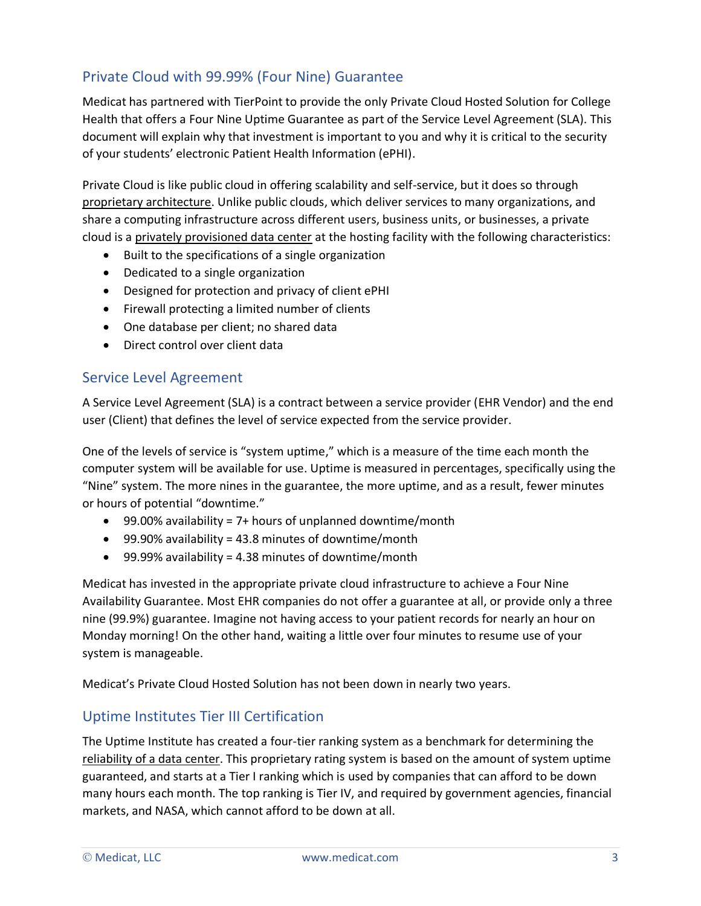## Private Cloud with 99.99% (Four Nine) Guarantee

Medicat has partnered with TierPoint to provide the only Private Cloud Hosted Solution for College Health that offers a Four Nine Uptime Guarantee as part of the Service Level Agreement (SLA). This document will explain why that investment is important to you and why it is critical to the security of your students' electronic Patient Health Information (ePHI).

Private Cloud is like public cloud in offering scalability and self-service, but it does so through proprietary architecture. Unlike public clouds, which deliver services to many organizations, and share a computing infrastructure across different users, business units, or businesses, a private cloud is a privately provisioned data center at the hosting facility with the following characteristics:

- Built to the specifications of a single organization
- Dedicated to a single organization
- Designed for protection and privacy of client ePHI
- Firewall protecting a limited number of clients
- One database per client; no shared data
- Direct control over client data

## Service Level Agreement

A Service Level Agreement (SLA) is a contract between a service provider (EHR Vendor) and the end user (Client) that defines the level of service expected from the service provider.

One of the levels of service is "system uptime," which is a measure of the time each month the computer system will be available for use. Uptime is measured in percentages, specifically using the "Nine" system. The more nines in the guarantee, the more uptime, and as a result, fewer minutes or hours of potential "downtime."

- 99.00% availability = 7+ hours of unplanned downtime/month
- 99.90% availability = 43.8 minutes of downtime/month
- 99.99% availability = 4.38 minutes of downtime/month

Medicat has invested in the appropriate private cloud infrastructure to achieve a Four Nine Availability Guarantee. Most EHR companies do not offer a guarantee at all, or provide only a three nine (99.9%) guarantee. Imagine not having access to your patient records for nearly an hour on Monday morning! On the other hand, waiting a little over four minutes to resume use of your system is manageable.

Medicat's Private Cloud Hosted Solution has not been down in nearly two years.

## Uptime Institutes Tier III Certification

The Uptime Institute has created a four-tier ranking system as a benchmark for determining the reliability of a data center. This proprietary rating system is based on the amount of system uptime guaranteed, and starts at a Tier I ranking which is used by companies that can afford to be down many hours each month. The top ranking is Tier IV, and required by government agencies, financial markets, and NASA, which cannot afford to be down at all.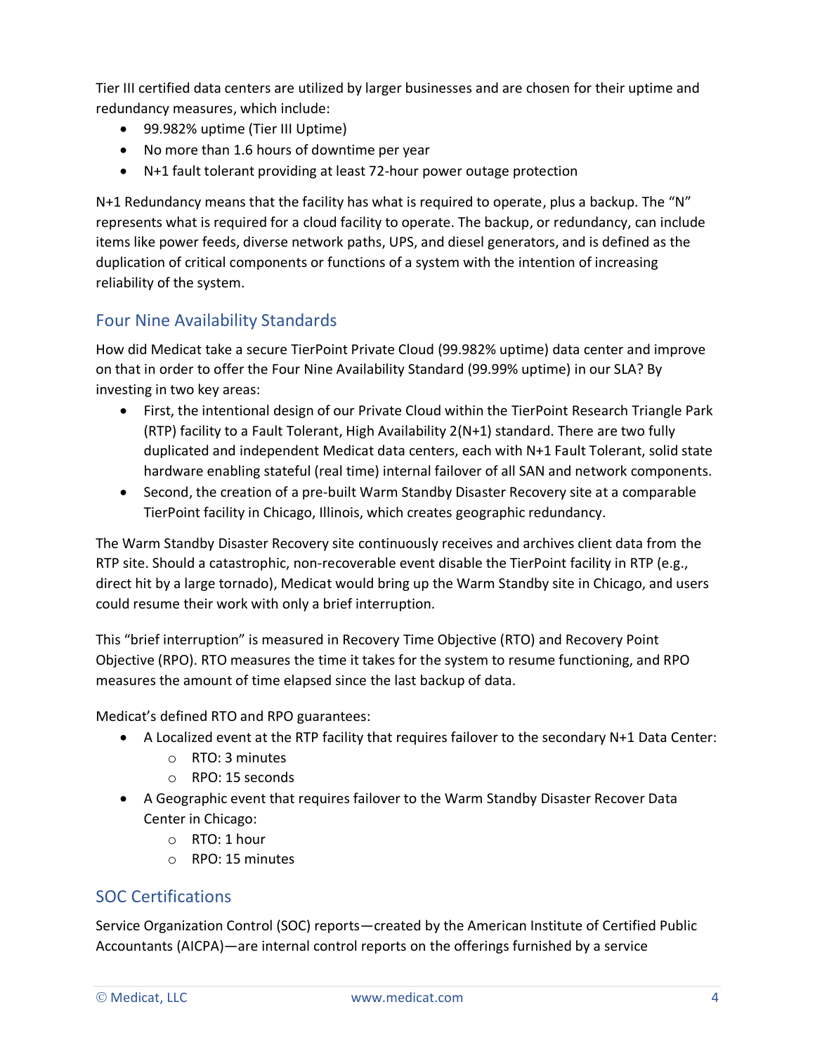Tier III certified data centers are utilized by larger businesses and are chosen for their uptime and redundancy measures, which include:

- 99.982% uptime (Tier III Uptime)
- No more than 1.6 hours of downtime per year
- N+1 fault tolerant providing at least 72-hour power outage protection

N+1 Redundancy means that the facility has what is required to operate, plus a backup. The "N" represents what is required for a cloud facility to operate. The backup, or redundancy, can include items like power feeds, diverse network paths, UPS, and diesel generators, and is defined as the duplication of critical components or functions of a system with the intention of increasing reliability of the system.

## Four Nine Availability Standards

How did Medicat take a secure TierPoint Private Cloud (99.982% uptime) data center and improve on that in order to offer the Four Nine Availability Standard (99.99% uptime) in our SLA? By investing in two key areas:

- First, the intentional design of our Private Cloud within the TierPoint Research Triangle Park (RTP) facility to a Fault Tolerant, High Availability 2(N+1) standard. There are two fully duplicated and independent Medicat data centers, each with N+1 Fault Tolerant, solid state hardware enabling stateful (real time) internal failover of all SAN and network components.
- Second, the creation of a pre-built Warm Standby Disaster Recovery site at a comparable TierPoint facility in Chicago, Illinois, which creates geographic redundancy.

The Warm Standby Disaster Recovery site continuously receives and archives client data from the RTP site. Should a catastrophic, non-recoverable event disable the TierPoint facility in RTP (e.g., direct hit by a large tornado), Medicat would bring up the Warm Standby site in Chicago, and users could resume their work with only a brief interruption.

This "brief interruption" is measured in Recovery Time Objective (RTO) and Recovery Point Objective (RPO). RTO measures the time it takes for the system to resume functioning, and RPO measures the amount of time elapsed since the last backup of data.

Medicat's defined RTO and RPO guarantees:

- A Localized event at the RTP facility that requires failover to the secondary N+1 Data Center:
  - RTO: 3 minutes
  - RPO: 15 seconds
- A Geographic event that requires failover to the Warm Standby Disaster Recover Data Center in Chicago:
  - RTO: 1 hour
  - RPO: 15 minutes

## SOC Certifications

Service Organization Control (SOC) reports—created by the American Institute of Certified Public Accountants (AICPA)—are internal control reports on the offerings furnished by a service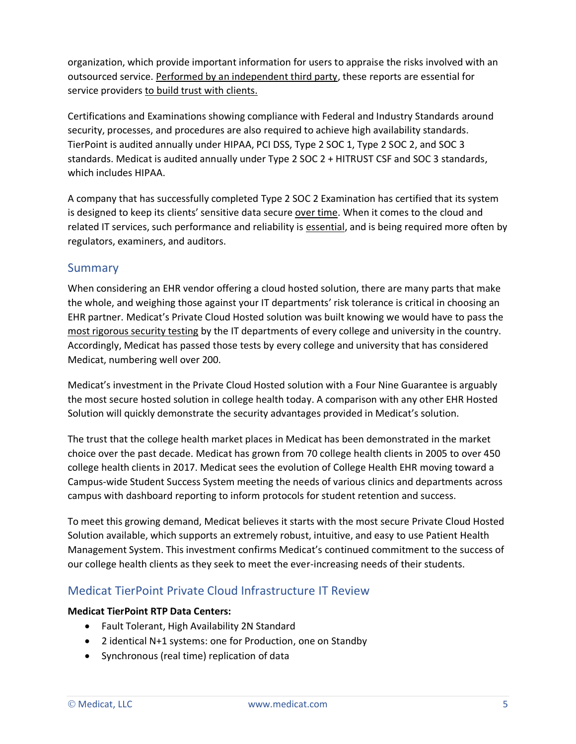organization, which provide important information for users to appraise the risks involved with an outsourced service. Performed by an independent third party, these reports are essential for service providers to build trust with clients.

Certifications and Examinations showing compliance with Federal and Industry Standards around security, processes, and procedures are also required to achieve high availability standards. TierPoint is audited annually under HIPAA, PCI DSS, Type 2 SOC 1, Type 2 SOC 2, and SOC 3 standards. Medicat is audited annually under Type 2 SOC 2 + HITRUST CSF and SOC 3 standards, which includes HIPAA.

A company that has successfully completed Type 2 SOC 2 Examination has certified that its system is designed to keep its clients' sensitive data secure over time. When it comes to the cloud and related IT services, such performance and reliability is essential, and is being required more often by regulators, examiners, and auditors.

## Summary

When considering an EHR vendor offering a cloud hosted solution, there are many parts that make the whole, and weighing those against your IT departments' risk tolerance is critical in choosing an EHR partner. Medicat's Private Cloud Hosted solution was built knowing we would have to pass the most rigorous security testing by the IT departments of every college and university in the country. Accordingly, Medicat has passed those tests by every college and university that has considered Medicat, numbering well over 200.

Medicat's investment in the Private Cloud Hosted solution with a Four Nine Guarantee is arguably the most secure hosted solution in college health today. A comparison with any other EHR Hosted Solution will quickly demonstrate the security advantages provided in Medicat's solution.

The trust that the college health market places in Medicat has been demonstrated in the market choice over the past decade. Medicat has grown from 70 college health clients in 2005 to over 450 college health clients in 2017. Medicat sees the evolution of College Health EHR moving toward a Campus-wide Student Success System meeting the needs of various clinics and departments across campus with dashboard reporting to inform protocols for student retention and success.

To meet this growing demand, Medicat believes it starts with the most secure Private Cloud Hosted Solution available, which supports an extremely robust, intuitive, and easy to use Patient Health Management System. This investment confirms Medicat's continued commitment to the success of our college health clients as they seek to meet the ever-increasing needs of their students.

## Medicat TierPoint Private Cloud Infrastructure IT Review

**Medicat TierPoint RTP Data Centers:**

- Fault Tolerant, High Availability 2N Standard
- 2 identical N+1 systems: one for Production, one on Standby
- Synchronous (real time) replication of data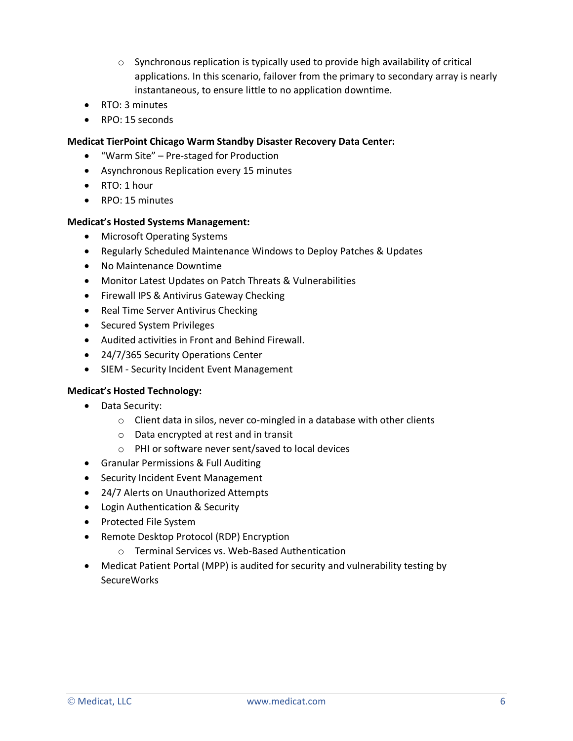- Synchronous replication is typically used to provide high availability of critical applications. In this scenario, failover from the primary to secondary array is nearly instantaneous, to ensure little to no application downtime.
- RTO: 3 minutes
- RPO: 15 seconds

**Medicat TierPoint Chicago Warm Standby Disaster Recovery Data Center:**

- "Warm Site" – Pre-staged for Production
- Asynchronous Replication every 15 minutes
- RTO: 1 hour
- RPO: 15 minutes

**Medicat's Hosted Systems Management:**

- Microsoft Operating Systems
- Regularly Scheduled Maintenance Windows to Deploy Patches & Updates
- No Maintenance Downtime
- Monitor Latest Updates on Patch Threats & Vulnerabilities
- Firewall IPS & Antivirus Gateway Checking
- Real Time Server Antivirus Checking
- Secured System Privileges
- Audited activities in Front and Behind Firewall.
- 24/7/365 Security Operations Center
- SIEM - Security Incident Event Management

**Medicat's Hosted Technology:**

- Data Security:
  - Client data in silos, never co-mingled in a database with other clients
  - Data encrypted at rest and in transit
  - PHI or software never sent/saved to local devices
- Granular Permissions & Full Auditing
- Security Incident Event Management
- 24/7 Alerts on Unauthorized Attempts
- Login Authentication & Security
- Protected File System
- Remote Desktop Protocol (RDP) Encryption
  - Terminal Services vs. Web-Based Authentication
- Medicat Patient Portal (MPP) is audited for security and vulnerability testing by SecureWorks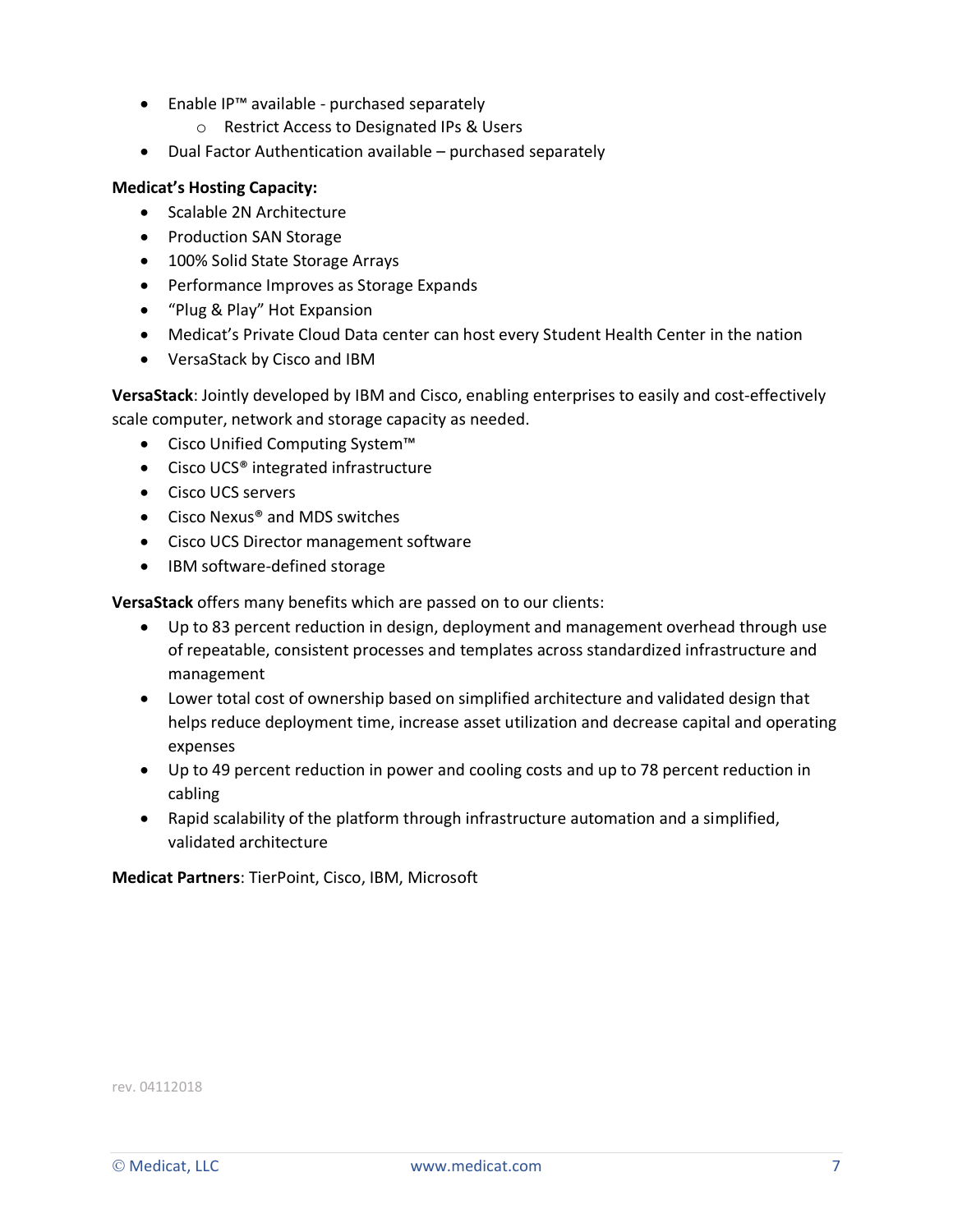- Enable IP™ available - purchased separately
    - Restrict Access to Designated IPs & Users
- Dual Factor Authentication available – purchased separately

**Medicat's Hosting Capacity:**

- Scalable 2N Architecture
- Production SAN Storage
- 100% Solid State Storage Arrays
- Performance Improves as Storage Expands
- "Plug & Play" Hot Expansion
- Medicat's Private Cloud Data center can host every Student Health Center in the nation
- VersaStack by Cisco and IBM

**VersaStack**: Jointly developed by IBM and Cisco, enabling enterprises to easily and cost-effectively scale computer, network and storage capacity as needed.

- Cisco Unified Computing System™
- Cisco UCS® integrated infrastructure
- Cisco UCS servers
- Cisco Nexus® and MDS switches
- Cisco UCS Director management software
- IBM software-defined storage

**VersaStack** offers many benefits which are passed on to our clients:

- Up to 83 percent reduction in design, deployment and management overhead through use of repeatable, consistent processes and templates across standardized infrastructure and management
- Lower total cost of ownership based on simplified architecture and validated design that helps reduce deployment time, increase asset utilization and decrease capital and operating expenses
- Up to 49 percent reduction in power and cooling costs and up to 78 percent reduction in cabling
- Rapid scalability of the platform through infrastructure automation and a simplified, validated architecture

**Medicat Partners**: TierPoint, Cisco, IBM, Microsoft

rev. 04112018